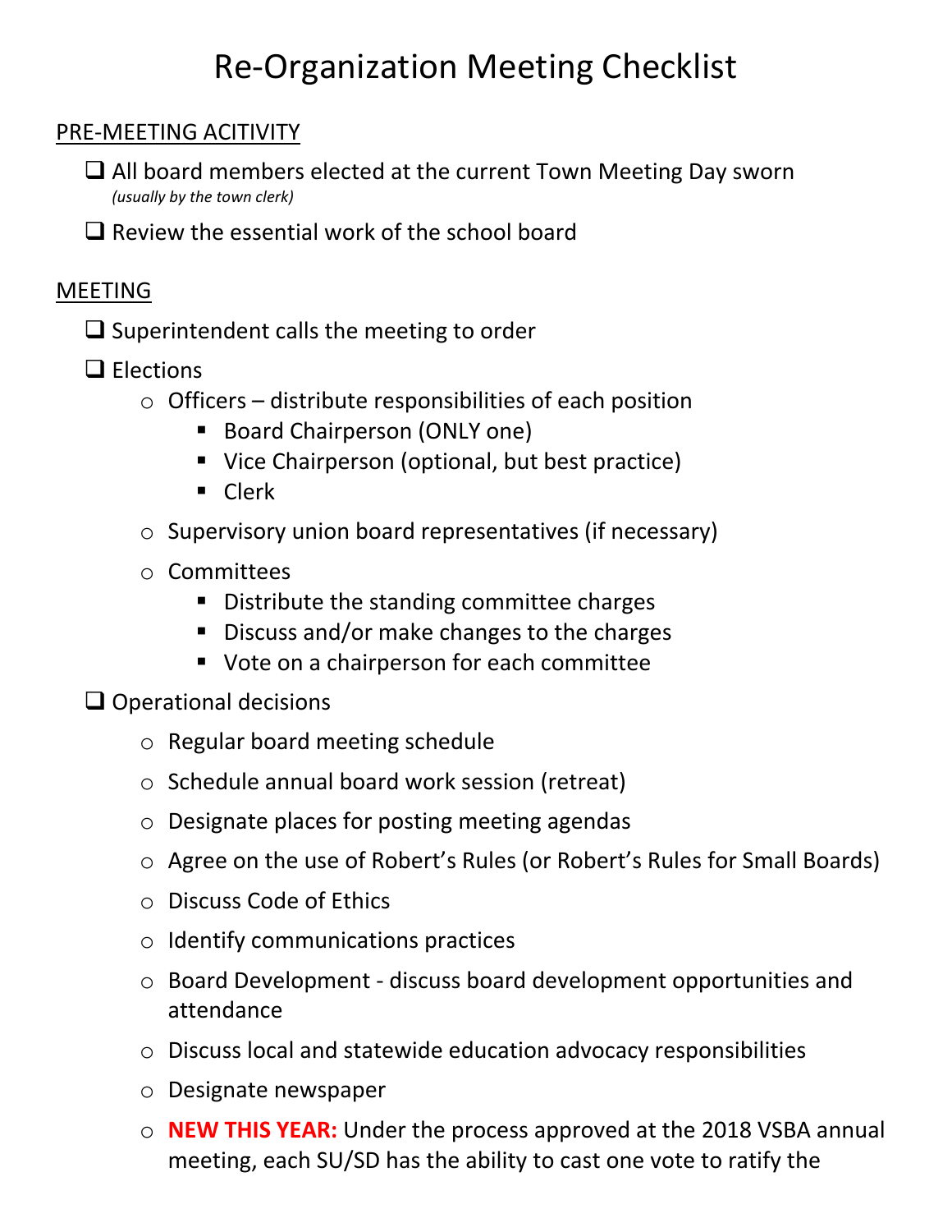# Re-Organization Meeting Checklist

PRE-MEETING ACITIVITY

- ☐ All board members elected at the current Town Meeting Day sworn *(usually by the town clerk)*
- ☐ Review the essential work of the school board

MEETING

- ☐ Superintendent calls the meeting to order
- ☐ Elections
  - Officers – distribute responsibilities of each position
    - Board Chairperson (ONLY one)
    - Vice Chairperson (optional, but best practice)
    - Clerk
  - Supervisory union board representatives (if necessary)
  - Committees
    - Distribute the standing committee charges
    - Discuss and/or make changes to the charges
    - Vote on a chairperson for each committee
- ☐ Operational decisions
  - Regular board meeting schedule
  - Schedule annual board work session (retreat)
  - Designate places for posting meeting agendas
  - Agree on the use of Robert's Rules (or Robert's Rules for Small Boards)
  - Discuss Code of Ethics
  - Identify communications practices
  - Board Development - discuss board development opportunities and attendance
  - Discuss local and statewide education advocacy responsibilities
  - Designate newspaper
  - **NEW THIS YEAR:** Under the process approved at the 2018 VSBA annual meeting, each SU/SD has the ability to cast one vote to ratify the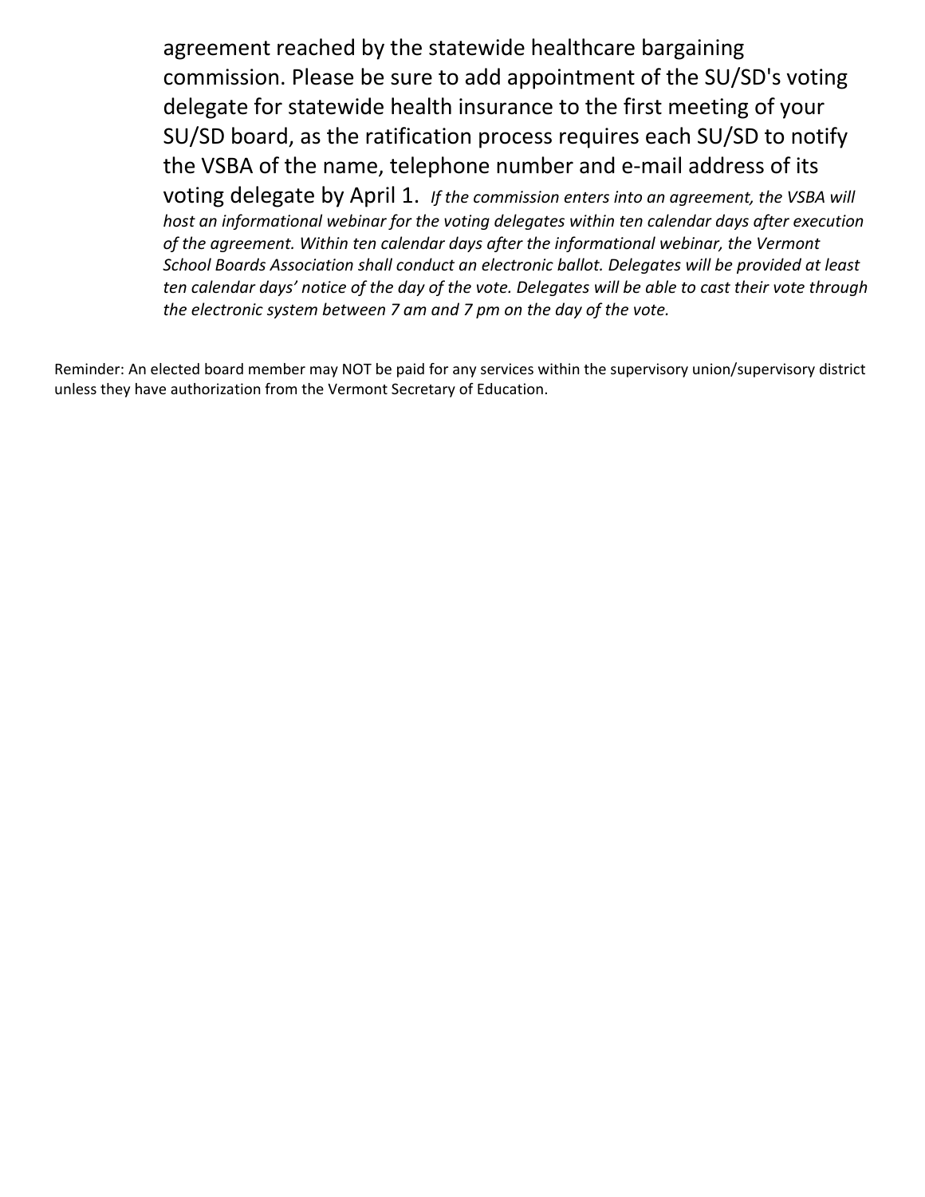agreement reached by the statewide healthcare bargaining commission. Please be sure to add appointment of the SU/SD's voting delegate for statewide health insurance to the first meeting of your SU/SD board, as the ratification process requires each SU/SD to notify the VSBA of the name, telephone number and e-mail address of its voting delegate by April 1. *If the commission enters into an agreement, the VSBA will host an informational webinar for the voting delegates within ten calendar days after execution of the agreement. Within ten calendar days after the informational webinar, the Vermont School Boards Association shall conduct an electronic ballot. Delegates will be provided at least ten calendar days' notice of the day of the vote. Delegates will be able to cast their vote through the electronic system between 7 am and 7 pm on the day of the vote.*

Reminder: An elected board member may NOT be paid for any services within the supervisory union/supervisory district unless they have authorization from the Vermont Secretary of Education.